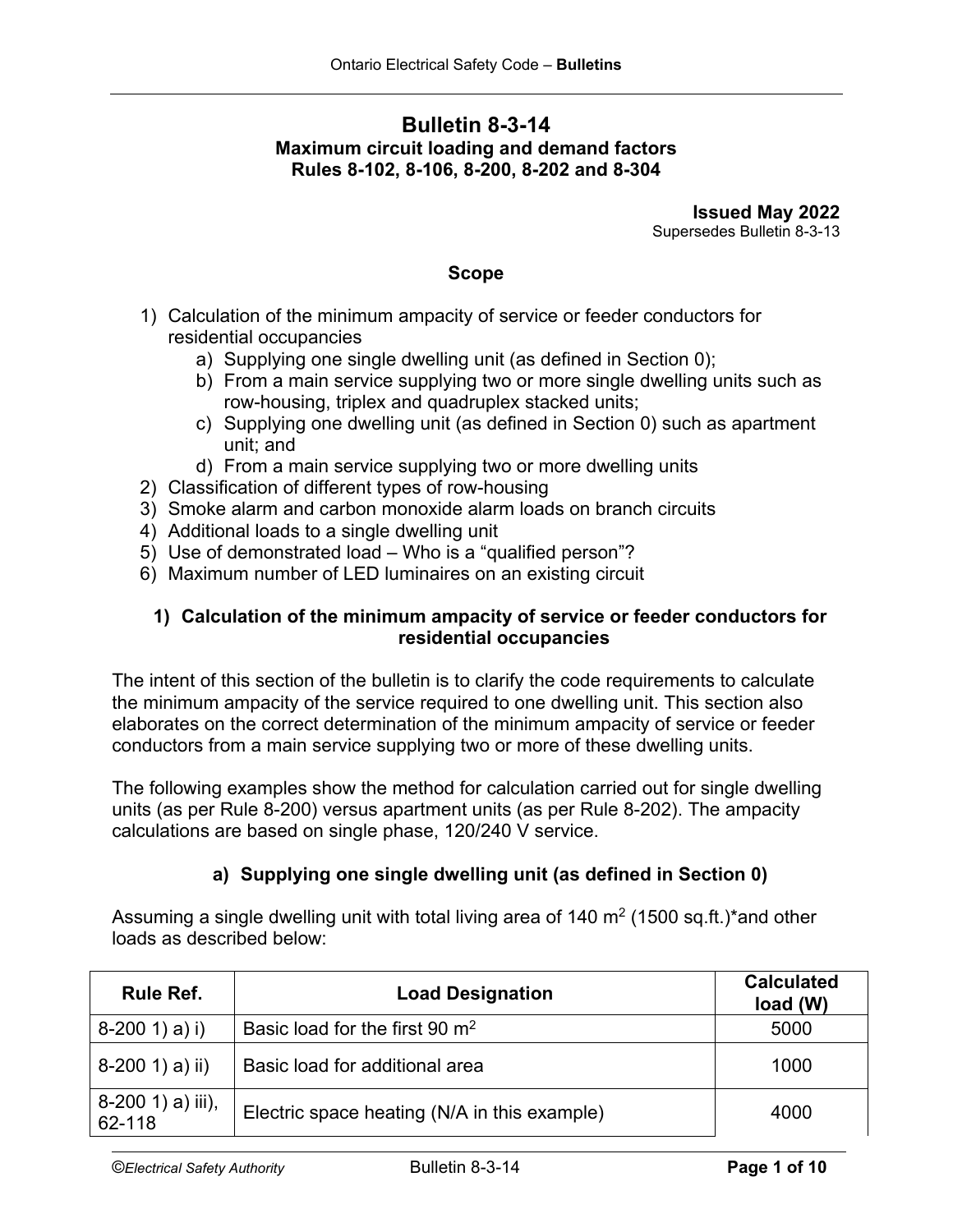# Bulletin 8-3-14

## Maximum circuit loading and demand factors
## Rules 8-102, 8-106, 8-200, 8-202 and 8-304

**Issued May 2022**
Supersedes Bulletin 8-3-13

### Scope

1) Calculation of the minimum ampacity of service or feeder conductors for residential occupancies
   a) Supplying one single dwelling unit (as defined in Section 0);
   b) From a main service supplying two or more single dwelling units such as row-housing, triplex and quadruplex stacked units;
   c) Supplying one dwelling unit (as defined in Section 0) such as apartment unit; and
   d) From a main service supplying two or more dwelling units
2) Classification of different types of row-housing
3) Smoke alarm and carbon monoxide alarm loads on branch circuits
4) Additional loads to a single dwelling unit
5) Use of demonstrated load – Who is a "qualified person"?
6) Maximum number of LED luminaires on an existing circuit

### 1) Calculation of the minimum ampacity of service or feeder conductors for residential occupancies

The intent of this section of the bulletin is to clarify the code requirements to calculate the minimum ampacity of the service required to one dwelling unit. This section also elaborates on the correct determination of the minimum ampacity of service or feeder conductors from a main service supplying two or more of these dwelling units.

The following examples show the method for calculation carried out for single dwelling units (as per Rule 8-200) versus apartment units (as per Rule 8-202). The ampacity calculations are based on single phase, 120/240 V service.

#### a) Supplying one single dwelling unit (as defined in Section 0)

Assuming a single dwelling unit with total living area of 140 m$^2$ (1500 sq.ft.)*and other loads as described below:

| Rule Ref. | Load Designation | Calculated load (W) |
|---|---|---|
| 8-200 1) a) i) | Basic load for the first 90 m$^2$ | 5000 |
| 8-200 1) a) ii) | Basic load for additional area | 1000 |
| 8-200 1) a) iii), 62-118 | Electric space heating (N/A in this example) | 4000 |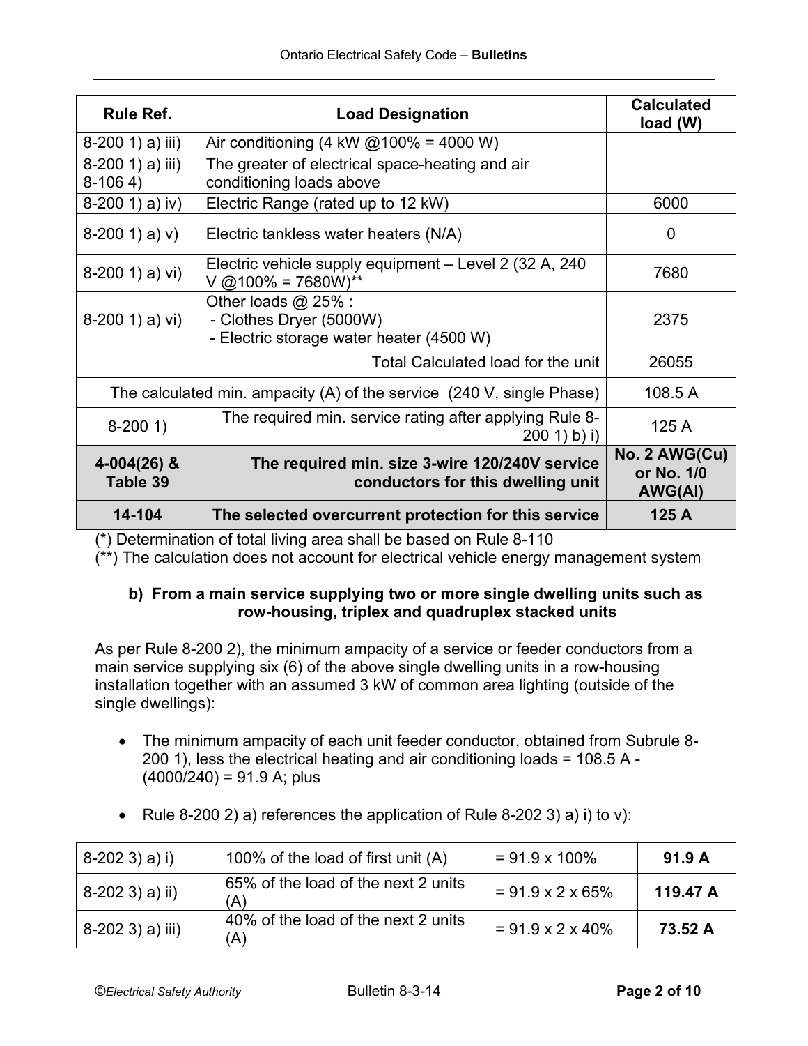| Rule Ref. | Load Designation | Calculated load (W) |
|---|---|---|
| 8-200 1) a) iii) | Air conditioning (4 kW @100% = 4000 W) | |
| 8-200 1) a) iii) 8-106 4) | The greater of electrical space-heating and air conditioning loads above | |
| 8-200 1) a) iv) | Electric Range (rated up to 12 kW) | 6000 |
| 8-200 1) a) v) | Electric tankless water heaters (N/A) | 0 |
| 8-200 1) a) vi) | Electric vehicle supply equipment – Level 2 (32 A, 240 V @100% = 7680W)** | 7680 |
| 8-200 1) a) vi) | Other loads @ 25% :<br>- Clothes Dryer (5000W)<br>- Electric storage water heater (4500 W) | 2375 |
| Total Calculated load for the unit | | 26055 |
| The calculated min. ampacity (A) of the service (240 V, single Phase) | | 108.5 A |
| 8-200 1) | The required min. service rating after applying Rule 8-200 1) b) i) | 125 A |
| **4-004(26) & Table 39** | **The required min. size 3-wire 120/240V service conductors for this dwelling unit** | **No. 2 AWG(Cu) or No. 1/0 AWG(Al)** |
| **14-104** | **The selected overcurrent protection for this service** | **125 A** |

(*) Determination of total living area shall be based on Rule 8-110
(**) The calculation does not account for electrical vehicle energy management system

### b) From a main service supplying two or more single dwelling units such as row-housing, triplex and quadruplex stacked units

As per Rule 8-200 2), the minimum ampacity of a service or feeder conductors from a main service supplying six (6) of the above single dwelling units in a row-housing installation together with an assumed 3 kW of common area lighting (outside of the single dwellings):

- The minimum ampacity of each unit feeder conductor, obtained from Subrule 8-200 1), less the electrical heating and air conditioning loads = 108.5 A - (4000/240) = 91.9 A; plus
- Rule 8-200 2) a) references the application of Rule 8-202 3) a) i) to v):

| 8-202 3) a) i) | 100% of the load of first unit (A) | = 91.9 x 100% | **91.9 A** |
|---|---|---|---|
| 8-202 3) a) ii) | 65% of the load of the next 2 units (A) | = 91.9 x 2 x 65% | **119.47 A** |
| 8-202 3) a) iii) | 40% of the load of the next 2 units (A) | = 91.9 x 2 x 40% | **73.52 A** |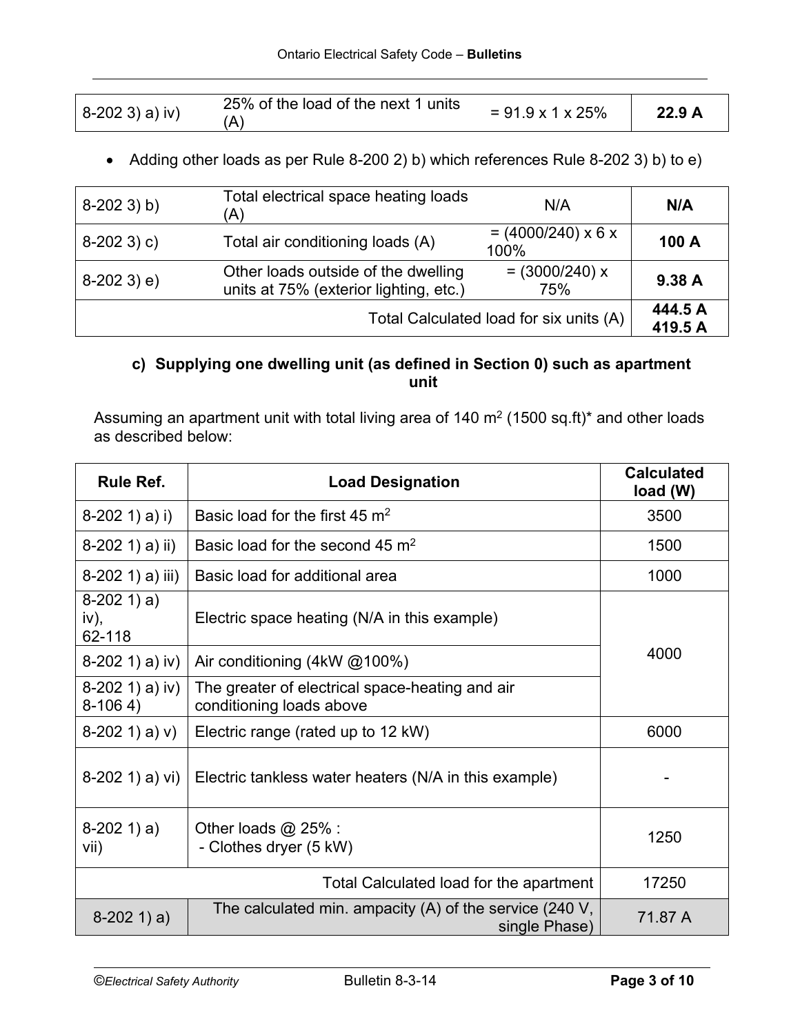| | | | |
|---|---|---|---|
| 8-202 3) a) iv) | 25% of the load of the next 1 units (A) | = 91.9 x 1 x 25% | **22.9 A** |

- Adding other loads as per Rule 8-200 2) b) which references Rule 8-202 3) b) to e)

| | | | |
|---|---|---|---|
| 8-202 3) b) | Total electrical space heating loads (A) | N/A | **N/A** |
| 8-202 3) c) | Total air conditioning loads (A) | = (4000/240) x 6 x 100% | **100 A** |
| 8-202 3) e) | Other loads outside of the dwelling units at 75% (exterior lighting, etc.) | = (3000/240) x 75% | **9.38 A** |
| | | Total Calculated load for six units (A) | **444.5 A** **419.5 A** |

#### c) Supplying one dwelling unit (as defined in Section 0) such as apartment unit

Assuming an apartment unit with total living area of 140 $m^2$ (1500 sq.ft)* and other loads as described below:

| Rule Ref. | Load Designation | Calculated load (W) |
|---|---|---|
| 8-202 1) a) i) | Basic load for the first 45 $m^2$ | 3500 |
| 8-202 1) a) ii) | Basic load for the second 45 $m^2$ | 1500 |
| 8-202 1) a) iii) | Basic load for additional area | 1000 |
| 8-202 1) a) iv), 62-118 | Electric space heating (N/A in this example) | 4000 |
| 8-202 1) a) iv) | Air conditioning (4kW @100%) | |
| 8-202 1) a) iv) 8-106 4) | The greater of electrical space-heating and air conditioning loads above | |
| 8-202 1) a) v) | Electric range (rated up to 12 kW) | 6000 |
| 8-202 1) a) vi) | Electric tankless water heaters (N/A in this example) | - |
| 8-202 1) a) vii) | Other loads @ 25% : - Clothes dryer (5 kW) | 1250 |
| | Total Calculated load for the apartment | 17250 |
| 8-202 1) a) | The calculated min. ampacity (A) of the service (240 V, single Phase) | 71.87 A |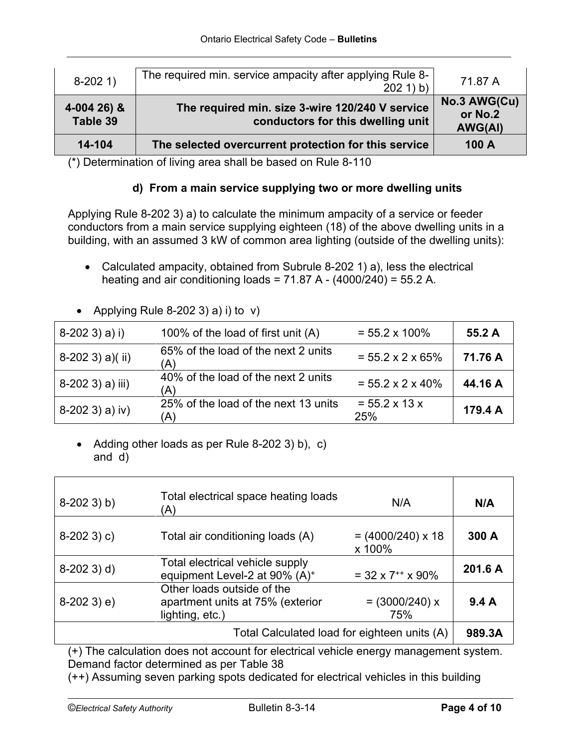| | | |
|---|---|---|
| 8-202 1) | The required min. service ampacity after applying Rule 8-202 1) b) | 71.87 A |
| **4-004 26) & Table 39** | **The required min. size 3-wire 120/240 V service conductors for this dwelling unit** | **No.3 AWG(Cu) or No.2 AWG(Al)** |
| **14-104** | **The selected overcurrent protection for this service** | **100 A** |

(*) Determination of living area shall be based on Rule 8-110

### d) From a main service supplying two or more dwelling units

Applying Rule 8-202 3) a) to calculate the minimum ampacity of a service or feeder conductors from a main service supplying eighteen (18) of the above dwelling units in a building, with an assumed 3 kW of common area lighting (outside of the dwelling units):

- Calculated ampacity, obtained from Subrule 8-202 1) a), less the electrical heating and air conditioning loads = 71.87 A - (4000/240) = 55.2 A.

- Applying Rule 8-202 3) a) i) to v)

| | | | |
|---|---|---|---|
| 8-202 3) a) i) | 100% of the load of first unit (A) | = 55.2 x 100% | **55.2 A** |
| 8-202 3) a)( ii) | 65% of the load of the next 2 units (A) | = 55.2 x 2 x 65% | **71.76 A** |
| 8-202 3) a) iii) | 40% of the load of the next 2 units (A) | = 55.2 x 2 x 40% | **44.16 A** |
| 8-202 3) a) iv) | 25% of the load of the next 13 units (A) | = 55.2 x 13 x 25% | **179.4 A** |

- Adding other loads as per Rule 8-202 3) b), c) and d)

| | | | |
|---|---|---|---|
| 8-202 3) b) | Total electrical space heating loads (A) | N/A | **N/A** |
| 8-202 3) c) | Total air conditioning loads (A) | = (4000/240) x 18 x 100% | **300 A** |
| 8-202 3) d) | Total electrical vehicle supply equipment Level-2 at 90% (A)[+] | = 32 x 7[++] x 90% | **201.6 A** |
| 8-202 3) e) | Other loads outside of the apartment units at 75% (exterior lighting, etc.) | = (3000/240) x 75% | **9.4 A** |
| | | Total Calculated load for eighteen units (A) | **989.3A** |

(+) The calculation does not account for electrical vehicle energy management system. Demand factor determined as per Table 38

(++) Assuming seven parking spots dedicated for electrical vehicles in this building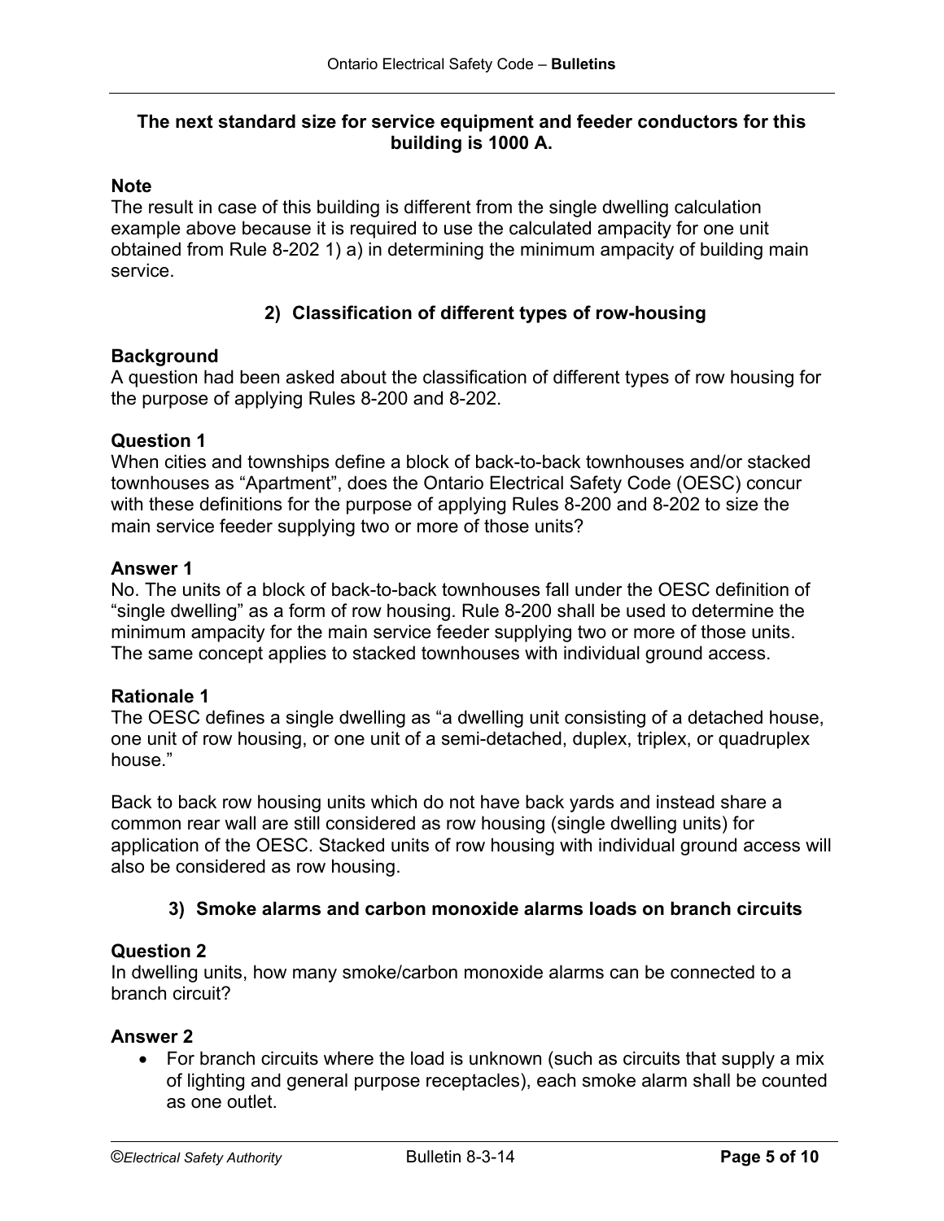**The next standard size for service equipment and feeder conductors for this building is 1000 A.**

**Note**

The result in case of this building is different from the single dwelling calculation example above because it is required to use the calculated ampacity for one unit obtained from Rule 8-202 1) a) in determining the minimum ampacity of building main service.

## 2) Classification of different types of row-housing

**Background**

A question had been asked about the classification of different types of row housing for the purpose of applying Rules 8-200 and 8-202.

**Question 1**

When cities and townships define a block of back-to-back townhouses and/or stacked townhouses as "Apartment", does the Ontario Electrical Safety Code (OESC) concur with these definitions for the purpose of applying Rules 8-200 and 8-202 to size the main service feeder supplying two or more of those units?

**Answer 1**

No. The units of a block of back-to-back townhouses fall under the OESC definition of "single dwelling" as a form of row housing. Rule 8-200 shall be used to determine the minimum ampacity for the main service feeder supplying two or more of those units. The same concept applies to stacked townhouses with individual ground access.

**Rationale 1**

The OESC defines a single dwelling as "a dwelling unit consisting of a detached house, one unit of row housing, or one unit of a semi-detached, duplex, triplex, or quadruplex house."

Back to back row housing units which do not have back yards and instead share a common rear wall are still considered as row housing (single dwelling units) for application of the OESC. Stacked units of row housing with individual ground access will also be considered as row housing.

## 3) Smoke alarms and carbon monoxide alarms loads on branch circuits

**Question 2**

In dwelling units, how many smoke/carbon monoxide alarms can be connected to a branch circuit?

**Answer 2**

- For branch circuits where the load is unknown (such as circuits that supply a mix of lighting and general purpose receptacles), each smoke alarm shall be counted as one outlet.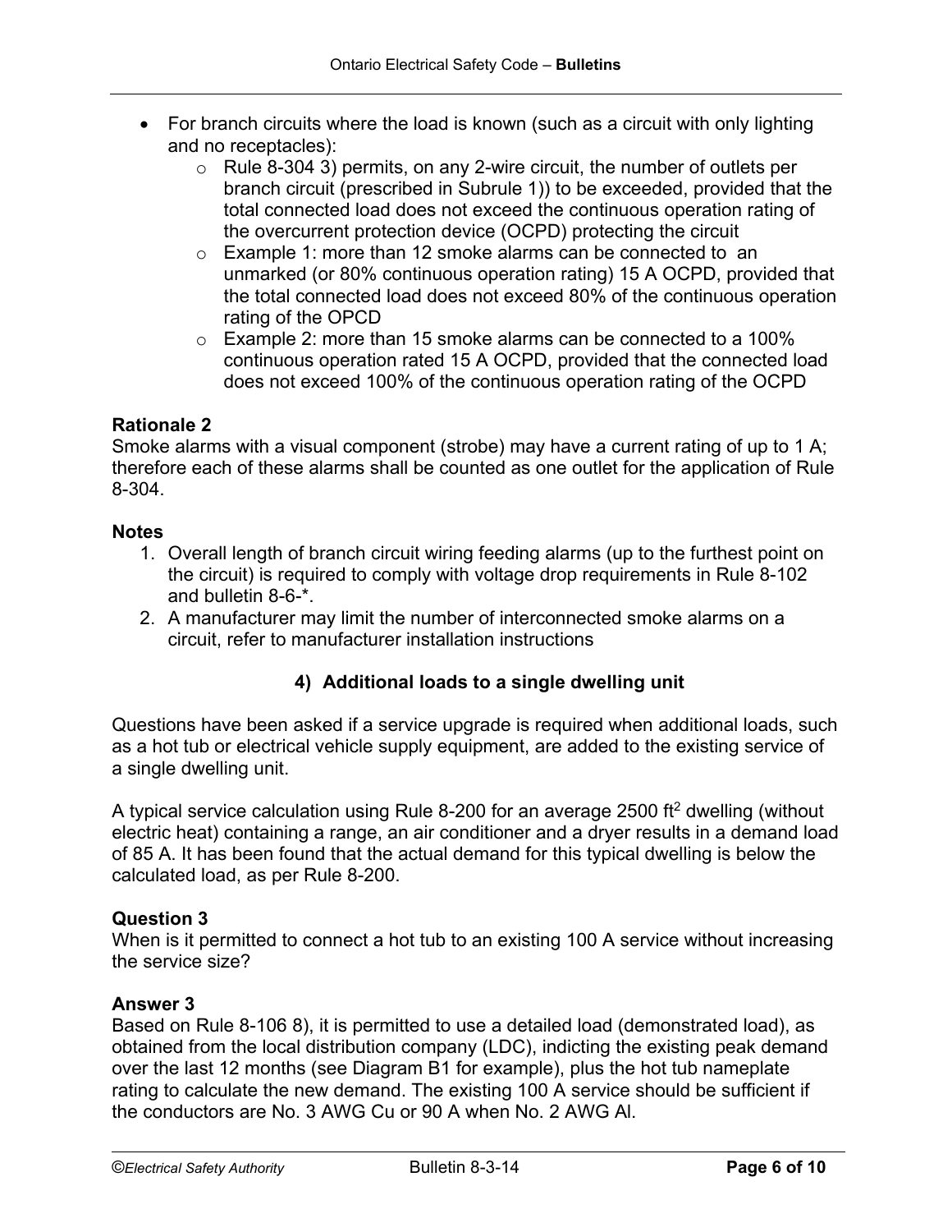- For branch circuits where the load is known (such as a circuit with only lighting and no receptacles):
    - Rule 8-304 3) permits, on any 2-wire circuit, the number of outlets per branch circuit (prescribed in Subrule 1)) to be exceeded, provided that the total connected load does not exceed the continuous operation rating of the overcurrent protection device (OCPD) protecting the circuit
    - Example 1: more than 12 smoke alarms can be connected to an unmarked (or 80% continuous operation rating) 15 A OCPD, provided that the total connected load does not exceed 80% of the continuous operation rating of the OPCD
    - Example 2: more than 15 smoke alarms can be connected to a 100% continuous operation rated 15 A OCPD, provided that the connected load does not exceed 100% of the continuous operation rating of the OCPD

**Rationale 2**
Smoke alarms with a visual component (strobe) may have a current rating of up to 1 A; therefore each of these alarms shall be counted as one outlet for the application of Rule 8-304.

**Notes**

1. Overall length of branch circuit wiring feeding alarms (up to the furthest point on the circuit) is required to comply with voltage drop requirements in Rule 8-102 and bulletin 8-6-*.
2. A manufacturer may limit the number of interconnected smoke alarms on a circuit, refer to manufacturer installation instructions

## 4) Additional loads to a single dwelling unit

Questions have been asked if a service upgrade is required when additional loads, such as a hot tub or electrical vehicle supply equipment, are added to the existing service of a single dwelling unit.

A typical service calculation using Rule 8-200 for an average 2500 ft$^2$ dwelling (without electric heat) containing a range, an air conditioner and a dryer results in a demand load of 85 A. It has been found that the actual demand for this typical dwelling is below the calculated load, as per Rule 8-200.

**Question 3**
When is it permitted to connect a hot tub to an existing 100 A service without increasing the service size?

**Answer 3**
Based on Rule 8-106 8), it is permitted to use a detailed load (demonstrated load), as obtained from the local distribution company (LDC), indicting the existing peak demand over the last 12 months (see Diagram B1 for example), plus the hot tub nameplate rating to calculate the new demand. The existing 100 A service should be sufficient if the conductors are No. 3 AWG Cu or 90 A when No. 2 AWG Al.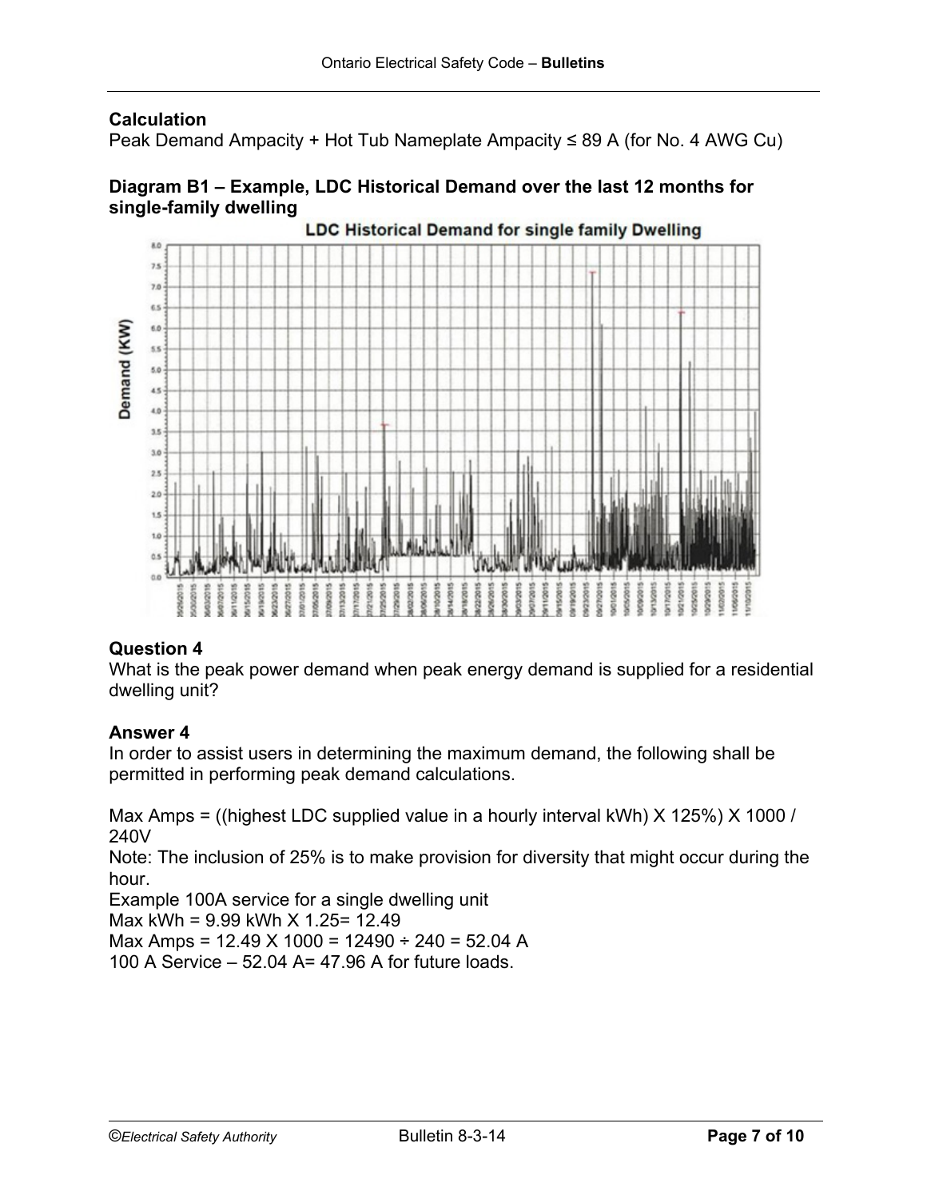**Calculation**

Peak Demand Ampacity + Hot Tub Nameplate Ampacity ≤ 89 A (for No. 4 AWG Cu)

**Diagram B1 – Example, LDC Historical Demand over the last 12 months for single-family dwelling**

**Question 4**

What is the peak power demand when peak energy demand is supplied for a residential dwelling unit?

**Answer 4**

In order to assist users in determining the maximum demand, the following shall be permitted in performing peak demand calculations.

Max Amps = ((highest LDC supplied value in a hourly interval kWh) X 125%) X 1000 / 240V

Note: The inclusion of 25% is to make provision for diversity that might occur during the hour.

Example 100A service for a single dwelling unit

Max kWh = 9.99 kWh X 1.25= 12.49

Max Amps = 12.49 X 1000 = 12490 ÷ 240 = 52.04 A

100 A Service – 52.04 A= 47.96 A for future loads.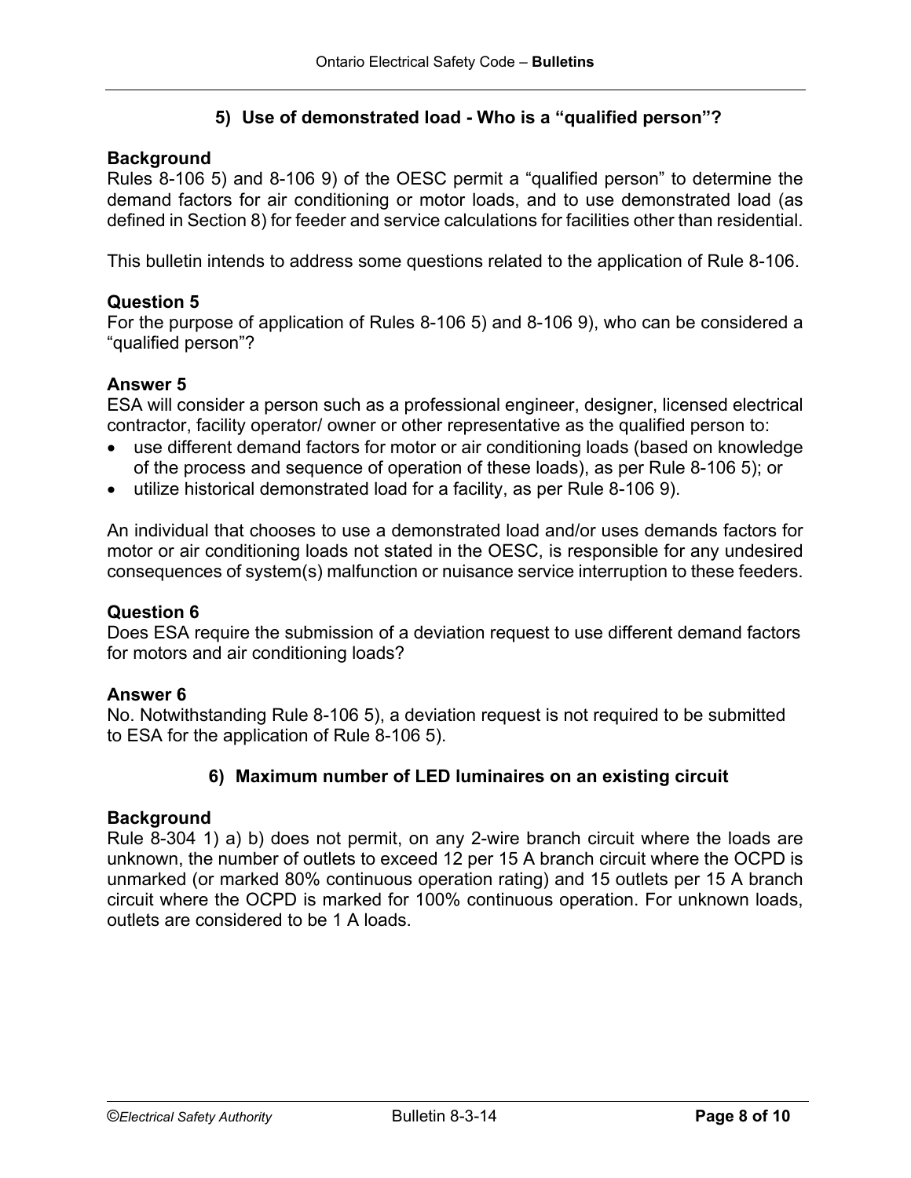## 5) Use of demonstrated load - Who is a "qualified person"?

**Background**
Rules 8-106 5) and 8-106 9) of the OESC permit a "qualified person" to determine the demand factors for air conditioning or motor loads, and to use demonstrated load (as defined in Section 8) for feeder and service calculations for facilities other than residential.

This bulletin intends to address some questions related to the application of Rule 8-106.

**Question 5**
For the purpose of application of Rules 8-106 5) and 8-106 9), who can be considered a "qualified person"?

**Answer 5**
ESA will consider a person such as a professional engineer, designer, licensed electrical contractor, facility operator/ owner or other representative as the qualified person to:

- use different demand factors for motor or air conditioning loads (based on knowledge of the process and sequence of operation of these loads), as per Rule 8-106 5); or
- utilize historical demonstrated load for a facility, as per Rule 8-106 9).

An individual that chooses to use a demonstrated load and/or uses demands factors for motor or air conditioning loads not stated in the OESC, is responsible for any undesired consequences of system(s) malfunction or nuisance service interruption to these feeders.

**Question 6**
Does ESA require the submission of a deviation request to use different demand factors for motors and air conditioning loads?

**Answer 6**
No. Notwithstanding Rule 8-106 5), a deviation request is not required to be submitted to ESA for the application of Rule 8-106 5).

## 6) Maximum number of LED luminaires on an existing circuit

**Background**
Rule 8-304 1) a) b) does not permit, on any 2-wire branch circuit where the loads are unknown, the number of outlets to exceed 12 per 15 A branch circuit where the OCPD is unmarked (or marked 80% continuous operation rating) and 15 outlets per 15 A branch circuit where the OCPD is marked for 100% continuous operation. For unknown loads, outlets are considered to be 1 A loads.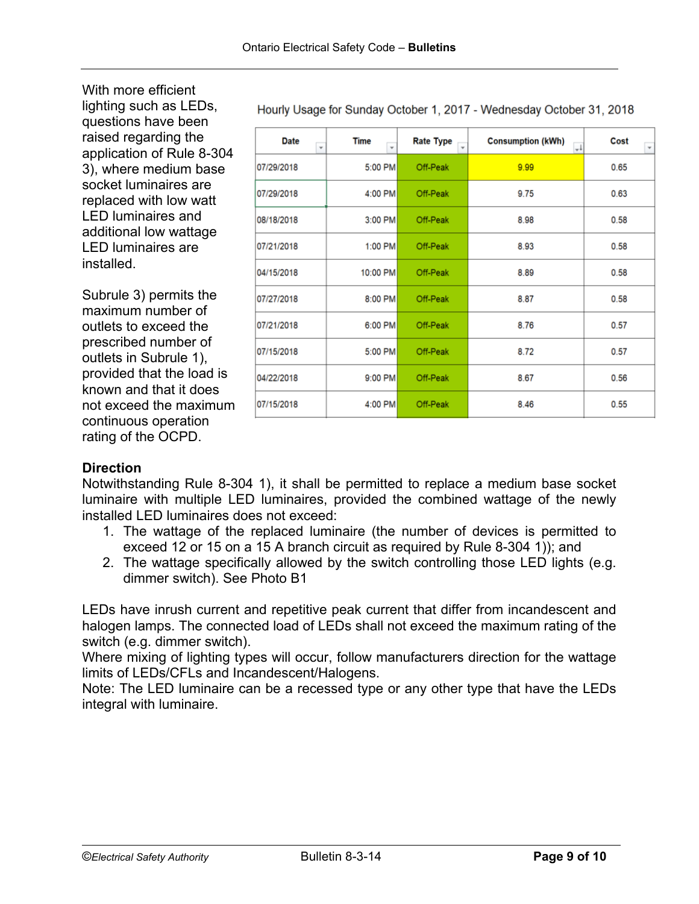With more efficient lighting such as LEDs, questions have been raised regarding the application of Rule 8-304 3), where medium base socket luminaires are replaced with low watt LED luminaires and additional low wattage LED luminaires are installed.

Subrule 3) permits the maximum number of outlets to exceed the prescribed number of outlets in Subrule 1), provided that the load is known and that it does not exceed the maximum continuous operation rating of the OCPD.

Hourly Usage for Sunday October 1, 2017 - Wednesday October 31, 2018

| Date | Time | Rate Type | Consumption (kWh) | Cost |
|---|---|---|---|---|
| 07/29/2018 | 5:00 PM | Off-Peak | 9.99 | 0.65 |
| 07/29/2018 | 4:00 PM | Off-Peak | 9.75 | 0.63 |
| 08/18/2018 | 3:00 PM | Off-Peak | 8.98 | 0.58 |
| 07/21/2018 | 1:00 PM | Off-Peak | 8.93 | 0.58 |
| 04/15/2018 | 10:00 PM | Off-Peak | 8.89 | 0.58 |
| 07/27/2018 | 8:00 PM | Off-Peak | 8.87 | 0.58 |
| 07/21/2018 | 6:00 PM | Off-Peak | 8.76 | 0.57 |
| 07/15/2018 | 5:00 PM | Off-Peak | 8.72 | 0.57 |
| 04/22/2018 | 9:00 PM | Off-Peak | 8.67 | 0.56 |
| 07/15/2018 | 4:00 PM | Off-Peak | 8.46 | 0.55 |

**Direction**

Notwithstanding Rule 8-304 1), it shall be permitted to replace a medium base socket luminaire with multiple LED luminaires, provided the combined wattage of the newly installed LED luminaires does not exceed:

1. The wattage of the replaced luminaire (the number of devices is permitted to exceed 12 or 15 on a 15 A branch circuit as required by Rule 8-304 1)); and
2. The wattage specifically allowed by the switch controlling those LED lights (e.g. dimmer switch). See Photo B1

LEDs have inrush current and repetitive peak current that differ from incandescent and halogen lamps. The connected load of LEDs shall not exceed the maximum rating of the switch (e.g. dimmer switch).
Where mixing of lighting types will occur, follow manufacturers direction for the wattage limits of LEDs/CFLs and Incandescent/Halogens.
Note: The LED luminaire can be a recessed type or any other type that have the LEDs integral with luminaire.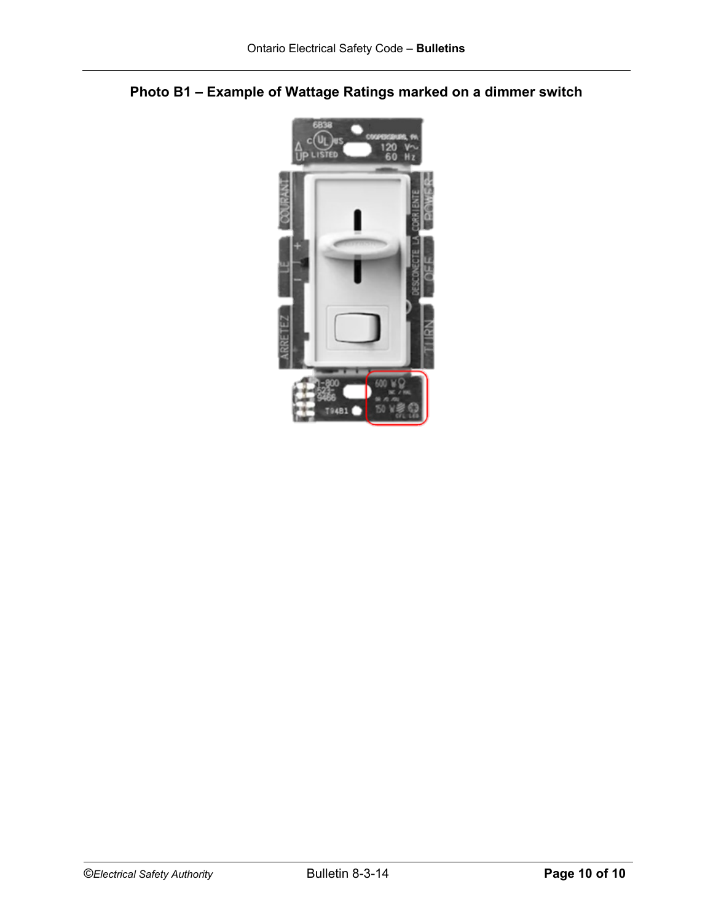**Photo B1 – Example of Wattage Ratings marked on a dimmer switch**